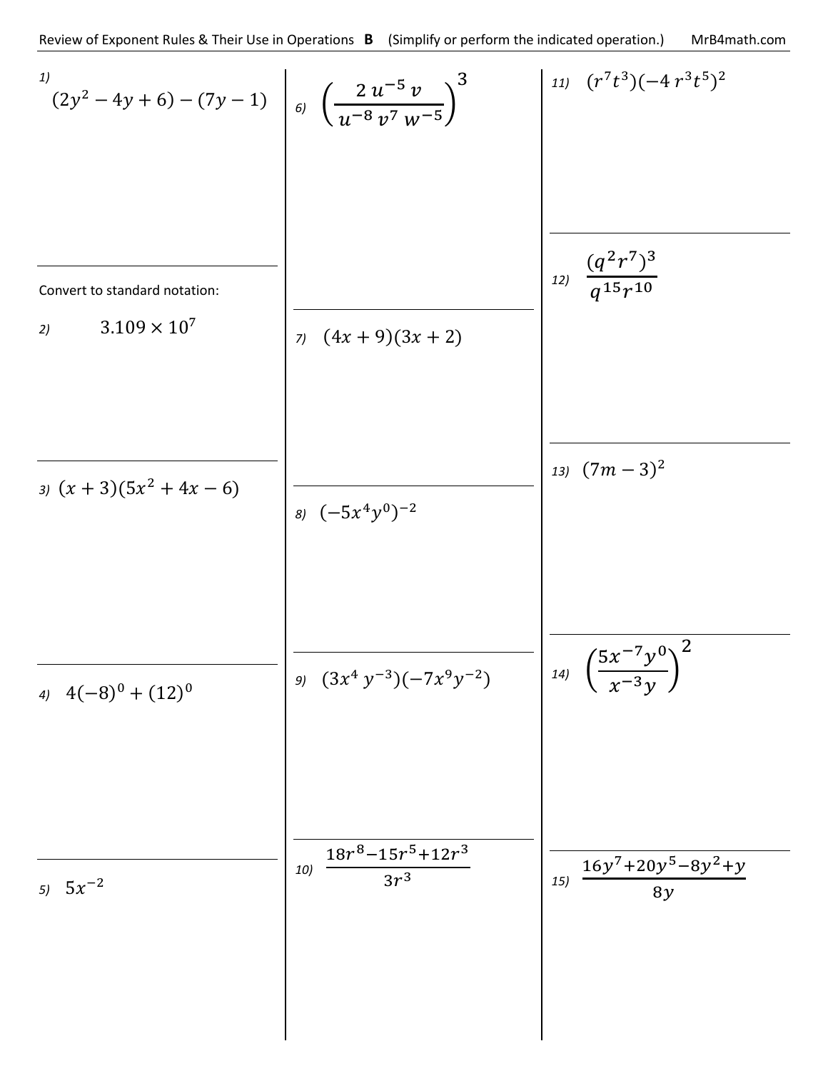Review of Exponent Rules & Their Use in Operations **B** (Simplify or perform the indicated operation.) MrB4math.com

1) $(2y^2 - 4y + 6) - (7y - 1)$

Convert to standard notation:

2) $3.109 \times 10^7$

3) $(x + 3)(5x^2 + 4x - 6)$

4) $4(-8)^0 + (12)^0$

5) $5x^{-2}$

6) $\left(\dfrac{2\,u^{-5}\,v}{u^{-8}\,v^7\,w^{-5}}\right)^3$

7) $(4x + 9)(3x + 2)$

8) $(-5x^4y^0)^{-2}$

9) $(3x^4\,y^{-3})(-7x^9y^{-2})$

10) $\dfrac{18r^8 - 15r^5 + 12r^3}{3r^3}$

11) $(r^7t^3)(-4\,r^3t^5)^2$

12) $\dfrac{(q^2r^7)^3}{q^{15}r^{10}}$

13) $(7m - 3)^2$

14) $\left(\dfrac{5x^{-7}y^0}{x^{-3}y}\right)^2$

15) $\dfrac{16y^7 + 20y^5 - 8y^2 + y}{8y}$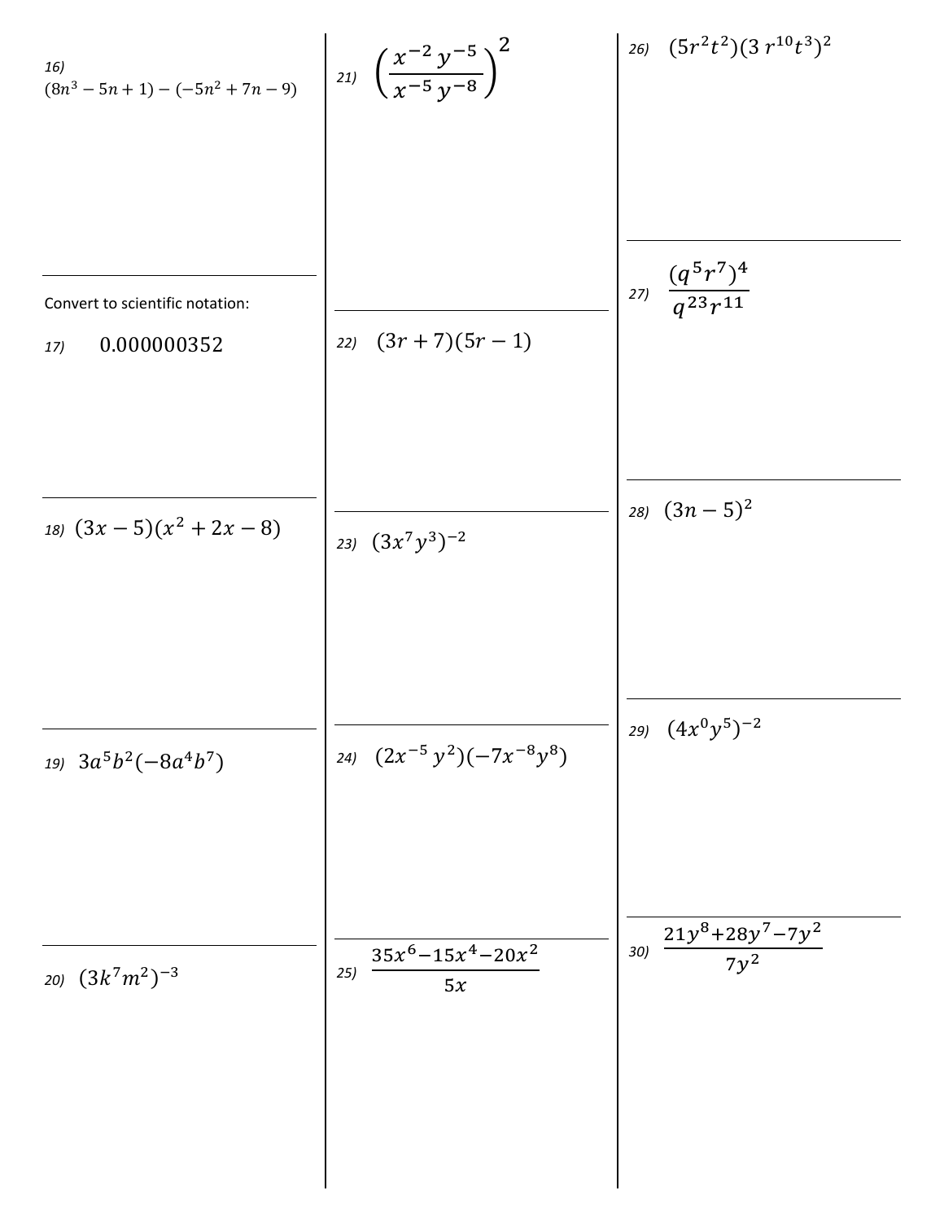16) $(8n^3 - 5n + 1) - (-5n^2 + 7n - 9)$

Convert to scientific notation:

17) $0.000000352$

18) $(3x - 5)(x^2 + 2x - 8)$

19) $3a^5b^2(-8a^4b^7)$

20) $(3k^7m^2)^{-3}$

21) $\left(\dfrac{x^{-2}\,y^{-5}}{x^{-5}\,y^{-8}}\right)^2$

22) $(3r + 7)(5r - 1)$

23) $(3x^7y^3)^{-2}$

24) $(2x^{-5}\,y^2)(-7x^{-8}y^8)$

25) $\dfrac{35x^6 - 15x^4 - 20x^2}{5x}$

26) $(5r^2t^2)(3\,r^{10}t^3)^2$

27) $\dfrac{(q^5r^7)^4}{q^{23}r^{11}}$

28) $(3n - 5)^2$

29) $(4x^0y^5)^{-2}$

30) $\dfrac{21y^8 + 28y^7 - 7y^2}{7y^2}$